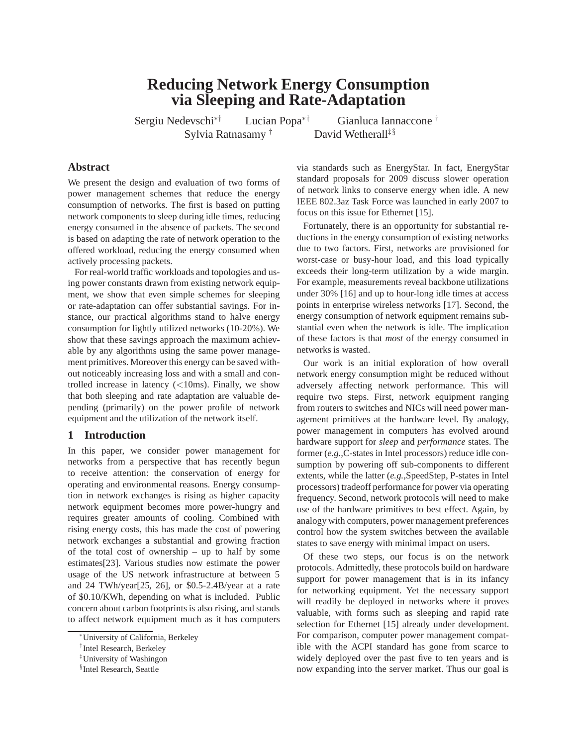# Reducing Network Energy Consumption via Sleeping and Rate-Adaptation

Sergiu Nedevschi[*†] Lucian Popa[*†] Gianluca Iannaccone [†]
Sylvia Ratnasamy [†] David Wetherall[‡§]

## Abstract

We present the design and evaluation of two forms of power management schemes that reduce the energy consumption of networks. The first is based on putting network components to sleep during idle times, reducing energy consumed in the absence of packets. The second is based on adapting the rate of network operation to the offered workload, reducing the energy consumed when actively processing packets.

For real-world traffic workloads and topologies and using power constants drawn from existing network equipment, we show that even simple schemes for sleeping or rate-adaptation can offer substantial savings. For instance, our practical algorithms stand to halve energy consumption for lightly utilized networks (10-20%). We show that these savings approach the maximum achievable by any algorithms using the same power management primitives. Moreover this energy can be saved without noticeably increasing loss and with a small and controlled increase in latency (<10ms). Finally, we show that both sleeping and rate adaptation are valuable depending (primarily) on the power profile of network equipment and the utilization of the network itself.

## 1 Introduction

In this paper, we consider power management for networks from a perspective that has recently begun to receive attention: the conservation of energy for operating and environmental reasons. Energy consumption in network exchanges is rising as higher capacity network equipment becomes more power-hungry and requires greater amounts of cooling. Combined with rising energy costs, this has made the cost of powering network exchanges a substantial and growing fraction of the total cost of ownership – up to half by some estimates[23]. Various studies now estimate the power usage of the US network infrastructure at between 5 and 24 TWh/year[25, 26], or $0.5-2.4B/year at a rate of $0.10/KWh, depending on what is included. Public concern about carbon footprints is also rising, and stands to affect network equipment much as it has computers via standards such as EnergyStar. In fact, EnergyStar standard proposals for 2009 discuss slower operation of network links to conserve energy when idle. A new IEEE 802.3az Task Force was launched in early 2007 to focus on this issue for Ethernet [15].

Fortunately, there is an opportunity for substantial reductions in the energy consumption of existing networks due to two factors. First, networks are provisioned for worst-case or busy-hour load, and this load typically exceeds their long-term utilization by a wide margin. For example, measurements reveal backbone utilizations under 30% [16] and up to hour-long idle times at access points in enterprise wireless networks [17]. Second, the energy consumption of network equipment remains substantial even when the network is idle. The implication of these factors is that *most* of the energy consumed in networks is wasted.

Our work is an initial exploration of how overall network energy consumption might be reduced without adversely affecting network performance. This will require two steps. First, network equipment ranging from routers to switches and NICs will need power management primitives at the hardware level. By analogy, power management in computers has evolved around hardware support for *sleep* and *performance* states. The former (*e.g.,*C-states in Intel processors) reduce idle consumption by powering off sub-components to different extents, while the latter (*e.g.,*SpeedStep, P-states in Intel processors) tradeoff performance for power via operating frequency. Second, network protocols will need to make use of the hardware primitives to best effect. Again, by analogy with computers, power management preferences control how the system switches between the available states to save energy with minimal impact on users.

Of these two steps, our focus is on the network protocols. Admittedly, these protocols build on hardware support for power management that is in its infancy for networking equipment. Yet the necessary support will readily be deployed in networks where it proves valuable, with forms such as sleeping and rapid rate selection for Ethernet [15] already under development. For comparison, computer power management compatible with the ACPI standard has gone from scarce to widely deployed over the past five to ten years and is now expanding into the server market. Thus our goal is

[*]University of California, Berkeley
[†]Intel Research, Berkeley
[‡]University of Washingon
[§]Intel Research, Seattle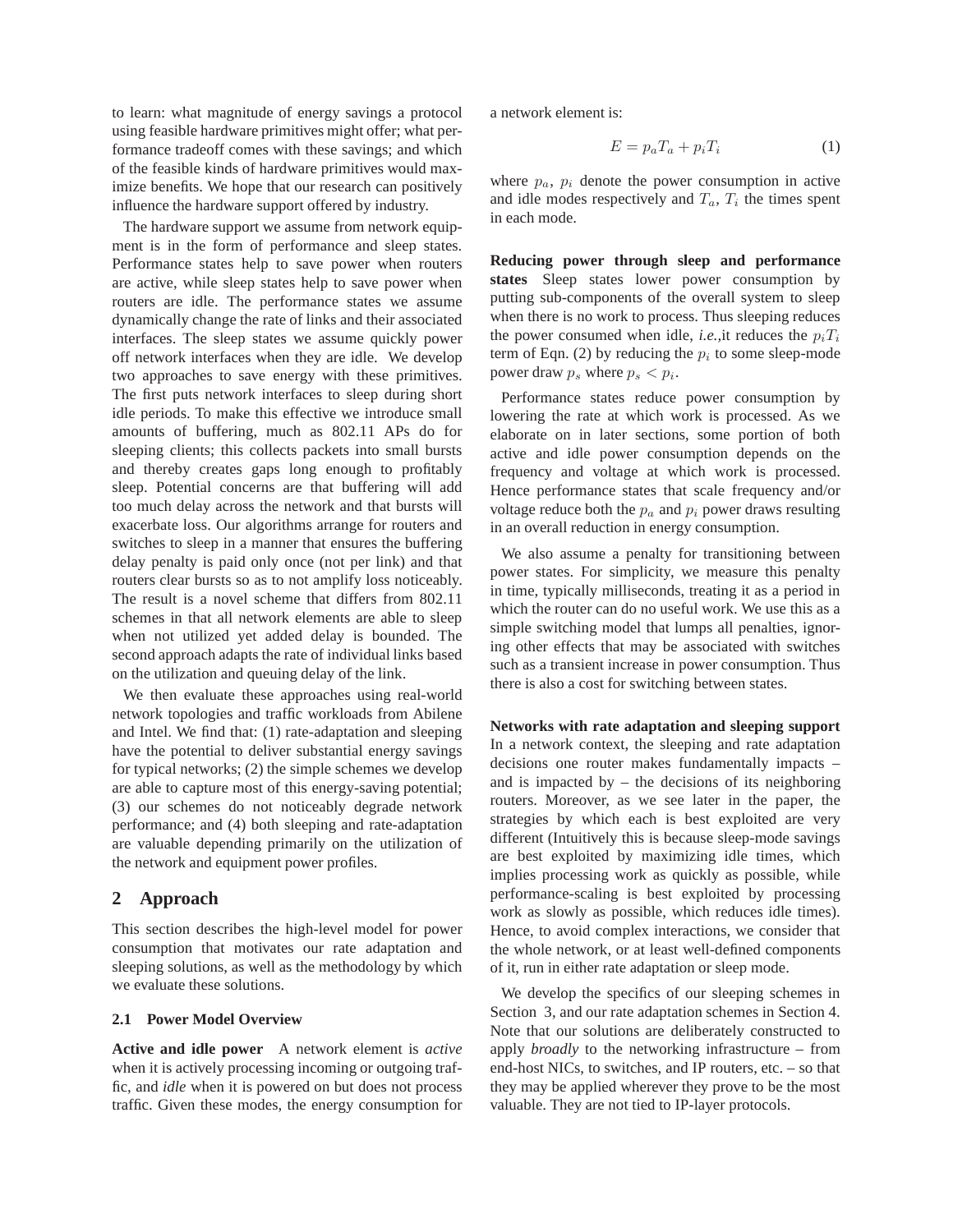to learn: what magnitude of energy savings a protocol using feasible hardware primitives might offer; what performance tradeoff comes with these savings; and which of the feasible kinds of hardware primitives would maximize benefits. We hope that our research can positively influence the hardware support offered by industry.

The hardware support we assume from network equipment is in the form of performance and sleep states. Performance states help to save power when routers are active, while sleep states help to save power when routers are idle. The performance states we assume dynamically change the rate of links and their associated interfaces. The sleep states we assume quickly power off network interfaces when they are idle. We develop two approaches to save energy with these primitives. The first puts network interfaces to sleep during short idle periods. To make this effective we introduce small amounts of buffering, much as 802.11 APs do for sleeping clients; this collects packets into small bursts and thereby creates gaps long enough to profitably sleep. Potential concerns are that buffering will add too much delay across the network and that bursts will exacerbate loss. Our algorithms arrange for routers and switches to sleep in a manner that ensures the buffering delay penalty is paid only once (not per link) and that routers clear bursts so as to not amplify loss noticeably. The result is a novel scheme that differs from 802.11 schemes in that all network elements are able to sleep when not utilized yet added delay is bounded. The second approach adapts the rate of individual links based on the utilization and queuing delay of the link.

We then evaluate these approaches using real-world network topologies and traffic workloads from Abilene and Intel. We find that: (1) rate-adaptation and sleeping have the potential to deliver substantial energy savings for typical networks; (2) the simple schemes we develop are able to capture most of this energy-saving potential; (3) our schemes do not noticeably degrade network performance; and (4) both sleeping and rate-adaptation are valuable depending primarily on the utilization of the network and equipment power profiles.

## 2 Approach

This section describes the high-level model for power consumption that motivates our rate adaptation and sleeping solutions, as well as the methodology by which we evaluate these solutions.

### 2.1 Power Model Overview

**Active and idle power** A network element is *active* when it is actively processing incoming or outgoing traffic, and *idle* when it is powered on but does not process traffic. Given these modes, the energy consumption for a network element is:

$$E = p_a T_a + p_i T_i \tag{1}$$

where $p_a$, $p_i$ denote the power consumption in active and idle modes respectively and $T_a$, $T_i$ the times spent in each mode.

**Reducing power through sleep and performance states** Sleep states lower power consumption by putting sub-components of the overall system to sleep when there is no work to process. Thus sleeping reduces the power consumed when idle, *i.e.*,it reduces the $p_i T_i$ term of Eqn. (2) by reducing the $p_i$ to some sleep-mode power draw $p_s$ where $p_s < p_i$.

Performance states reduce power consumption by lowering the rate at which work is processed. As we elaborate on in later sections, some portion of both active and idle power consumption depends on the frequency and voltage at which work is processed. Hence performance states that scale frequency and/or voltage reduce both the $p_a$ and $p_i$ power draws resulting in an overall reduction in energy consumption.

We also assume a penalty for transitioning between power states. For simplicity, we measure this penalty in time, typically milliseconds, treating it as a period in which the router can do no useful work. We use this as a simple switching model that lumps all penalties, ignoring other effects that may be associated with switches such as a transient increase in power consumption. Thus there is also a cost for switching between states.

**Networks with rate adaptation and sleeping support** In a network context, the sleeping and rate adaptation decisions one router makes fundamentally impacts – and is impacted by – the decisions of its neighboring routers. Moreover, as we see later in the paper, the strategies by which each is best exploited are very different (Intuitively this is because sleep-mode savings are best exploited by maximizing idle times, which implies processing work as quickly as possible, while performance-scaling is best exploited by processing work as slowly as possible, which reduces idle times). Hence, to avoid complex interactions, we consider that the whole network, or at least well-defined components of it, run in either rate adaptation or sleep mode.

We develop the specifics of our sleeping schemes in Section 3, and our rate adaptation schemes in Section 4. Note that our solutions are deliberately constructed to apply *broadly* to the networking infrastructure – from end-host NICs, to switches, and IP routers, etc. – so that they may be applied wherever they prove to be the most valuable. They are not tied to IP-layer protocols.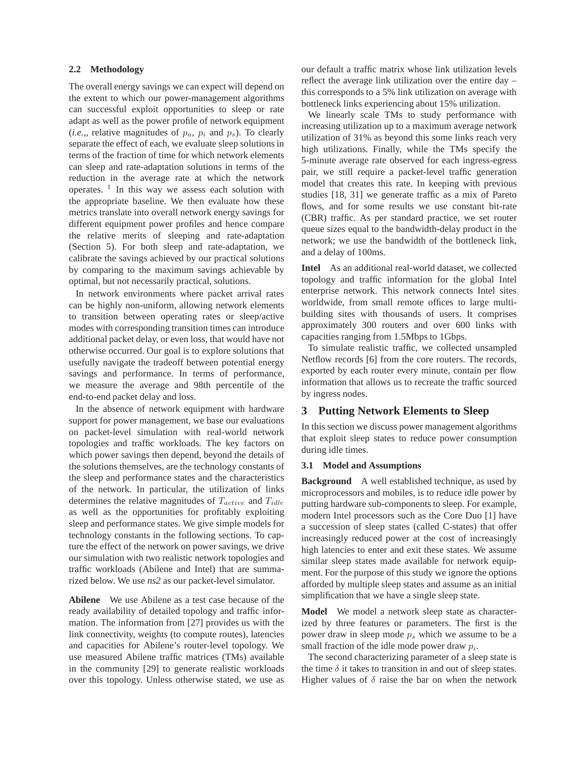### 2.2 Methodology

The overall energy savings we can expect will depend on the extent to which our power-management algorithms can successful exploit opportunities to sleep or rate adapt as well as the power profile of network equipment (*i.e.*,, relative magnitudes of $p_a$, $p_i$ and $p_s$). To clearly separate the effect of each, we evaluate sleep solutions in terms of the fraction of time for which network elements can sleep and rate-adaptation solutions in terms of the reduction in the average rate at which the network operates. [1] In this way we assess each solution with the appropriate baseline. We then evaluate how these metrics translate into overall network energy savings for different equipment power profiles and hence compare the relative merits of sleeping and rate-adaptation (Section 5). For both sleep and rate-adaptation, we calibrate the savings achieved by our practical solutions by comparing to the maximum savings achievable by optimal, but not necessarily practical, solutions.

In network environments where packet arrival rates can be highly non-uniform, allowing network elements to transition between operating rates or sleep/active modes with corresponding transition times can introduce additional packet delay, or even loss, that would have not otherwise occurred. Our goal is to explore solutions that usefully navigate the tradeoff between potential energy savings and performance. In terms of performance, we measure the average and 98th percentile of the end-to-end packet delay and loss.

In the absence of network equipment with hardware support for power management, we base our evaluations on packet-level simulation with real-world network topologies and traffic workloads. The key factors on which power savings then depend, beyond the details of the solutions themselves, are the technology constants of the sleep and performance states and the characteristics of the network. In particular, the utilization of links determines the relative magnitudes of $T_{active}$ and $T_{idle}$ as well as the opportunities for profitably exploiting sleep and performance states. We give simple models for technology constants in the following sections. To capture the effect of the network on power savings, we drive our simulation with two realistic network topologies and traffic workloads (Abilene and Intel) that are summarized below. We use *ns2* as our packet-level simulator.

**Abilene** We use Abilene as a test case because of the ready availability of detailed topology and traffic information. The information from [27] provides us with the link connectivity, weights (to compute routes), latencies and capacities for Abilene's router-level topology. We use measured Abilene traffic matrices (TMs) available in the community [29] to generate realistic workloads over this topology. Unless otherwise stated, we use as our default a traffic matrix whose link utilization levels reflect the average link utilization over the entire day – this corresponds to a 5% link utilization on average with bottleneck links experiencing about 15% utilization.

We linearly scale TMs to study performance with increasing utilization up to a maximum average network utilization of 31% as beyond this some links reach very high utilizations. Finally, while the TMs specify the 5-minute average rate observed for each ingress-egress pair, we still require a packet-level traffic generation model that creates this rate. In keeping with previous studies [18, 31] we generate traffic as a mix of Pareto flows, and for some results we use constant bit-rate (CBR) traffic. As per standard practice, we set router queue sizes equal to the bandwidth-delay product in the network; we use the bandwidth of the bottleneck link, and a delay of 100ms.

**Intel** As an additional real-world dataset, we collected topology and traffic information for the global Intel enterprise network. This network connects Intel sites worldwide, from small remote offices to large multi-building sites with thousands of users. It comprises approximately 300 routers and over 600 links with capacities ranging from 1.5Mbps to 1Gbps.

To simulate realistic traffic, we collected unsampled Netflow records [6] from the core routers. The records, exported by each router every minute, contain per flow information that allows us to recreate the traffic sourced by ingress nodes.

## 3 Putting Network Elements to Sleep

In this section we discuss power management algorithms that exploit sleep states to reduce power consumption during idle times.

### 3.1 Model and Assumptions

**Background** A well established technique, as used by microprocessors and mobiles, is to reduce idle power by putting hardware sub-components to sleep. For example, modern Intel processors such as the Core Duo [1] have a succession of sleep states (called C-states) that offer increasingly reduced power at the cost of increasingly high latencies to enter and exit these states. We assume similar sleep states made available for network equipment. For the purpose of this study we ignore the options afforded by multiple sleep states and assume as an initial simplification that we have a single sleep state.

**Model** We model a network sleep state as characterized by three features or parameters. The first is the power draw in sleep mode $p_s$ which we assume to be a small fraction of the idle mode power draw $p_i$.

The second characterizing parameter of a sleep state is the time $\delta$ it takes to transition in and out of sleep states. Higher values of $\delta$ raise the bar on when the network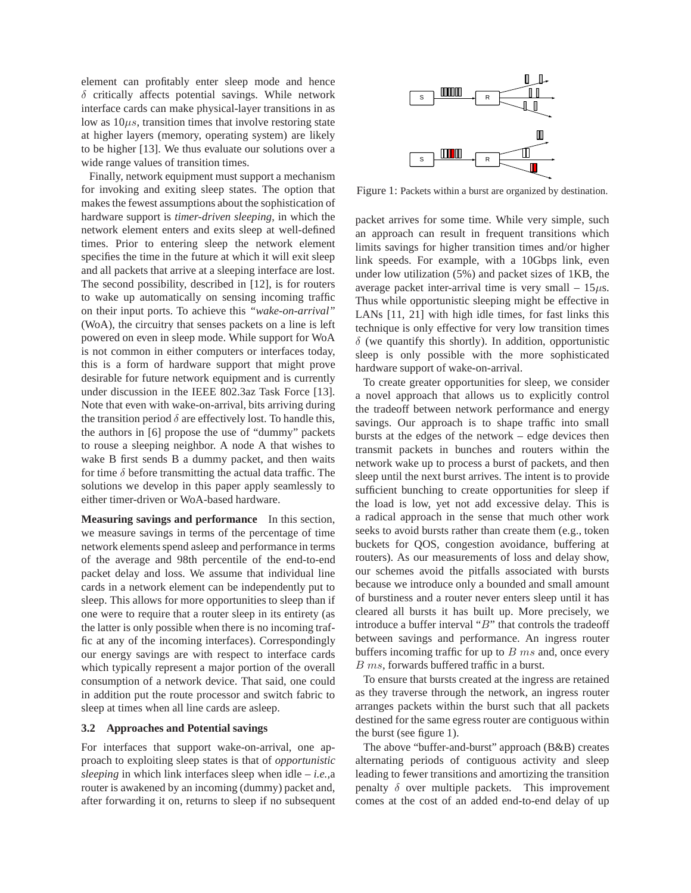element can profitably enter sleep mode and hence $\delta$ critically affects potential savings. While network interface cards can make physical-layer transitions in as low as $10\mu s$, transition times that involve restoring state at higher layers (memory, operating system) are likely to be higher [13]. We thus evaluate our solutions over a wide range values of transition times.

Finally, network equipment must support a mechanism for invoking and exiting sleep states. The option that makes the fewest assumptions about the sophistication of hardware support is *timer-driven sleeping*, in which the network element enters and exits sleep at well-defined times. Prior to entering sleep the network element specifies the time in the future at which it will exit sleep and all packets that arrive at a sleeping interface are lost. The second possibility, described in [12], is for routers to wake up automatically on sensing incoming traffic on their input ports. To achieve this *"wake-on-arrival"* (WoA), the circuitry that senses packets on a line is left powered on even in sleep mode. While support for WoA is not common in either computers or interfaces today, this is a form of hardware support that might prove desirable for future network equipment and is currently under discussion in the IEEE 802.3az Task Force [13]. Note that even with wake-on-arrival, bits arriving during the transition period $\delta$ are effectively lost. To handle this, the authors in [6] propose the use of "dummy" packets to rouse a sleeping neighbor. A node A that wishes to wake B first sends B a dummy packet, and then waits for time $\delta$ before transmitting the actual data traffic. The solutions we develop in this paper apply seamlessly to either timer-driven or WoA-based hardware.

**Measuring savings and performance** In this section, we measure savings in terms of the percentage of time network elements spend asleep and performance in terms of the average and 98th percentile of the end-to-end packet delay and loss. We assume that individual line cards in a network element can be independently put to sleep. This allows for more opportunities to sleep than if one were to require that a router sleep in its entirety (as the latter is only possible when there is no incoming traffic at any of the incoming interfaces). Correspondingly our energy savings are with respect to interface cards which typically represent a major portion of the overall consumption of a network device. That said, one could in addition put the route processor and switch fabric to sleep at times when all line cards are asleep.

### 3.2 Approaches and Potential savings

For interfaces that support wake-on-arrival, one approach to exploiting sleep states is that of *opportunistic sleeping* in which link interfaces sleep when idle – *i.e.,*a router is awakened by an incoming (dummy) packet and, after forwarding it on, returns to sleep if no subsequent packet arrives for some time. While very simple, such an approach can result in frequent transitions which limits savings for higher transition times and/or higher link speeds. For example, with a 10Gbps link, even under low utilization (5%) and packet sizes of 1KB, the average packet inter-arrival time is very small – $15\mu$s. Thus while opportunistic sleeping might be effective in LANs [11, 21] with high idle times, for fast links this technique is only effective for very low transition times $\delta$ (we quantify this shortly). In addition, opportunistic sleep is only possible with the more sophisticated hardware support of wake-on-arrival.

Figure 1: Packets within a burst are organized by destination.

To create greater opportunities for sleep, we consider a novel approach that allows us to explicitly control the tradeoff between network performance and energy savings. Our approach is to shape traffic into small bursts at the edges of the network – edge devices then transmit packets in bunches and routers within the network wake up to process a burst of packets, and then sleep until the next burst arrives. The intent is to provide sufficient bunching to create opportunities for sleep if the load is low, yet not add excessive delay. This is a radical approach in the sense that much other work seeks to avoid bursts rather than create them (e.g., token buckets for QOS, congestion avoidance, buffering at routers). As our measurements of loss and delay show, our schemes avoid the pitfalls associated with bursts because we introduce only a bounded and small amount of burstiness and a router never enters sleep until it has cleared all bursts it has built up. More precisely, we introduce a buffer interval "$B$" that controls the tradeoff between savings and performance. An ingress router buffers incoming traffic for up to $B\ ms$ and, once every $B\ ms$, forwards buffered traffic in a burst.

To ensure that bursts created at the ingress are retained as they traverse through the network, an ingress router arranges packets within the burst such that all packets destined for the same egress router are contiguous within the burst (see figure 1).

The above "buffer-and-burst" approach (B&B) creates alternating periods of contiguous activity and sleep leading to fewer transitions and amortizing the transition penalty $\delta$ over multiple packets. This improvement comes at the cost of an added end-to-end delay of up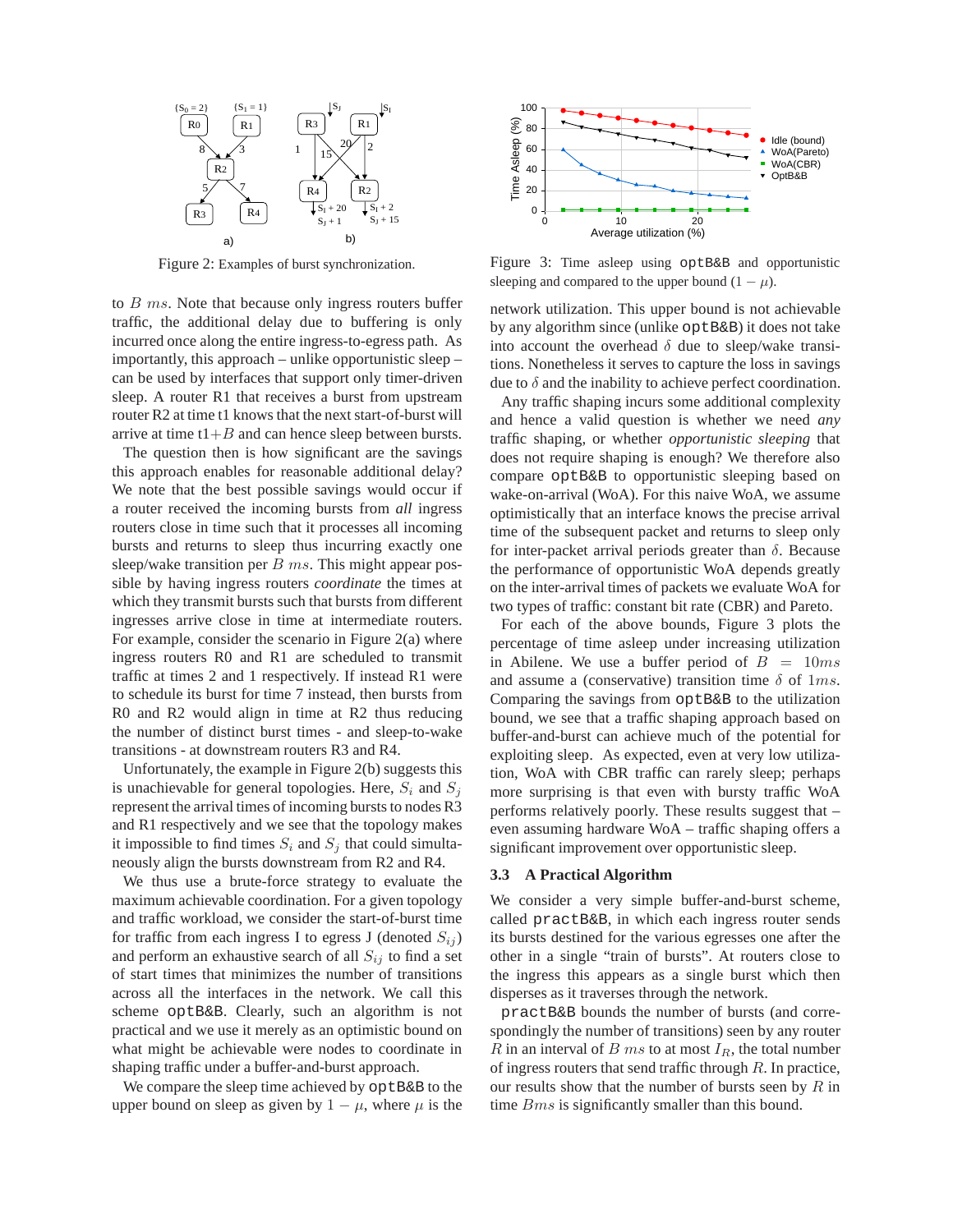Figure 2: Examples of burst synchronization.

to $B$ $ms$. Note that because only ingress routers buffer traffic, the additional delay due to buffering is only incurred once along the entire ingress-to-egress path. As importantly, this approach – unlike opportunistic sleep – can be used by interfaces that support only timer-driven sleep. A router R1 that receives a burst from upstream router R2 at time t1 knows that the next start-of-burst will arrive at time t1$+B$ and can hence sleep between bursts.

The question then is how significant are the savings this approach enables for reasonable additional delay? We note that the best possible savings would occur if a router received the incoming bursts from *all* ingress routers close in time such that it processes all incoming bursts and returns to sleep thus incurring exactly one sleep/wake transition per $B$ $ms$. This might appear possible by having ingress routers *coordinate* the times at which they transmit bursts such that bursts from different ingresses arrive close in time at intermediate routers. For example, consider the scenario in Figure 2(a) where ingress routers R0 and R1 are scheduled to transmit traffic at times 2 and 1 respectively. If instead R1 were to schedule its burst for time 7 instead, then bursts from R0 and R2 would align in time at R2 thus reducing the number of distinct burst times - and sleep-to-wake transitions - at downstream routers R3 and R4.

Unfortunately, the example in Figure 2(b) suggests this is unachievable for general topologies. Here, $S_i$ and $S_j$ represent the arrival times of incoming bursts to nodes R3 and R1 respectively and we see that the topology makes it impossible to find times $S_i$ and $S_j$ that could simultaneously align the bursts downstream from R2 and R4.

We thus use a brute-force strategy to evaluate the maximum achievable coordination. For a given topology and traffic workload, we consider the start-of-burst time for traffic from each ingress I to egress J (denoted $S_{ij}$) and perform an exhaustive search of all $S_{ij}$ to find a set of start times that minimizes the number of transitions across all the interfaces in the network. We call this scheme `optB&B`. Clearly, such an algorithm is not practical and we use it merely as an optimistic bound on what might be achievable were nodes to coordinate in shaping traffic under a buffer-and-burst approach.

We compare the sleep time achieved by `optB&B` to the upper bound on sleep as given by $1 - \mu$, where $\mu$ is the network utilization. This upper bound is not achievable by any algorithm since (unlike `optB&B`) it does not take into account the overhead $\delta$ due to sleep/wake transitions. Nonetheless it serves to capture the loss in savings due to $\delta$ and the inability to achieve perfect coordination.

Figure 3: Time asleep using `optB&B` and opportunistic sleeping and compared to the upper bound $(1 - \mu)$.

Any traffic shaping incurs some additional complexity and hence a valid question is whether we need *any* traffic shaping, or whether *opportunistic sleeping* that does not require shaping is enough? We therefore also compare `optB&B` to opportunistic sleeping based on wake-on-arrival (WoA). For this naive WoA, we assume optimistically that an interface knows the precise arrival time of the subsequent packet and returns to sleep only for inter-packet arrival periods greater than $\delta$. Because the performance of opportunistic WoA depends greatly on the inter-arrival times of packets we evaluate WoA for two types of traffic: constant bit rate (CBR) and Pareto.

For each of the above bounds, Figure 3 plots the percentage of time asleep under increasing utilization in Abilene. We use a buffer period of $B = 10ms$ and assume a (conservative) transition time $\delta$ of $1ms$. Comparing the savings from `optB&B` to the utilization bound, we see that a traffic shaping approach based on buffer-and-burst can achieve much of the potential for exploiting sleep. As expected, even at very low utilization, WoA with CBR traffic can rarely sleep; perhaps more surprising is that even with bursty traffic WoA performs relatively poorly. These results suggest that – even assuming hardware WoA – traffic shaping offers a significant improvement over opportunistic sleep.

### 3.3 A Practical Algorithm

We consider a very simple buffer-and-burst scheme, called `practB&B`, in which each ingress router sends its bursts destined for the various egresses one after the other in a single "train of bursts". At routers close to the ingress this appears as a single burst which then disperses as it traverses through the network.

`practB&B` bounds the number of bursts (and correspondingly the number of transitions) seen by any router $R$ in an interval of $B$ $ms$ to at most $I_R$, the total number of ingress routers that send traffic through $R$. In practice, our results show that the number of bursts seen by $R$ in time $Bms$ is significantly smaller than this bound.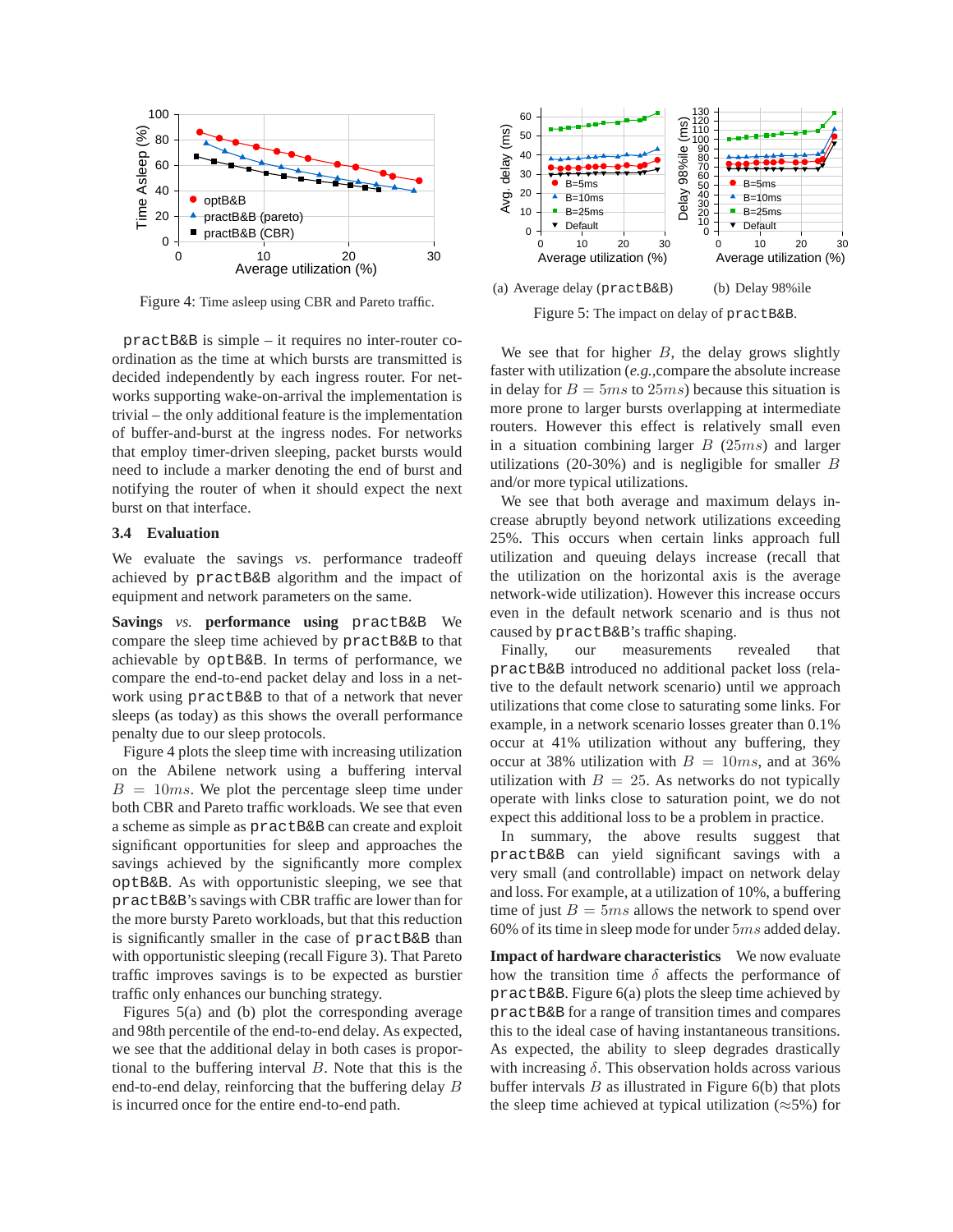Figure 4: Time asleep using CBR and Pareto traffic.

(a) Average delay (practB&B)

(b) Delay 98%ile

Figure 5: The impact on delay of practB&B.

practB&B is simple – it requires no inter-router coordination as the time at which bursts are transmitted is decided independently by each ingress router. For networks supporting wake-on-arrival the implementation is trivial – the only additional feature is the implementation of buffer-and-burst at the ingress nodes. For networks that employ timer-driven sleeping, packet bursts would need to include a marker denoting the end of burst and notifying the router of when it should expect the next burst on that interface.

### 3.4 Evaluation

We evaluate the savings *vs.* performance tradeoff achieved by practB&B algorithm and the impact of equipment and network parameters on the same.

**Savings** *vs.* **performance using** practB&B We compare the sleep time achieved by practB&B to that achievable by optB&B. In terms of performance, we compare the end-to-end packet delay and loss in a network using practB&B to that of a network that never sleeps (as today) as this shows the overall performance penalty due to our sleep protocols.

Figure 4 plots the sleep time with increasing utilization on the Abilene network using a buffering interval $B = 10ms$. We plot the percentage sleep time under both CBR and Pareto traffic workloads. We see that even a scheme as simple as practB&B can create and exploit significant opportunities for sleep and approaches the savings achieved by the significantly more complex optB&B. As with opportunistic sleeping, we see that practB&B's savings with CBR traffic are lower than for the more bursty Pareto workloads, but that this reduction is significantly smaller in the case of practB&B than with opportunistic sleeping (recall Figure 3). That Pareto traffic improves savings is to be expected as burstier traffic only enhances our bunching strategy.

Figures 5(a) and (b) plot the corresponding average and 98th percentile of the end-to-end delay. As expected, we see that the additional delay in both cases is proportional to the buffering interval $B$. Note that this is the end-to-end delay, reinforcing that the buffering delay $B$ is incurred once for the entire end-to-end path.

We see that for higher $B$, the delay grows slightly faster with utilization (*e.g.*,compare the absolute increase in delay for $B = 5ms$ to $25ms$) because this situation is more prone to larger bursts overlapping at intermediate routers. However this effect is relatively small even in a situation combining larger $B$ ($25ms$) and larger utilizations (20-30%) and is negligible for smaller $B$ and/or more typical utilizations.

We see that both average and maximum delays increase abruptly beyond network utilizations exceeding 25%. This occurs when certain links approach full utilization and queuing delays increase (recall that the utilization on the horizontal axis is the average network-wide utilization). However this increase occurs even in the default network scenario and is thus not caused by practB&B's traffic shaping.

Finally, our measurements revealed that practB&B introduced no additional packet loss (relative to the default network scenario) until we approach utilizations that come close to saturating some links. For example, in a network scenario losses greater than 0.1% occur at 41% utilization without any buffering, they occur at 38% utilization with $B = 10ms$, and at 36% utilization with $B = 25$. As networks do not typically operate with links close to saturation point, we do not expect this additional loss to be a problem in practice.

In summary, the above results suggest that practB&B can yield significant savings with a very small (and controllable) impact on network delay and loss. For example, at a utilization of 10%, a buffering time of just $B = 5ms$ allows the network to spend over 60% of its time in sleep mode for under $5ms$ added delay.

**Impact of hardware characteristics** We now evaluate how the transition time $\delta$ affects the performance of practB&B. Figure 6(a) plots the sleep time achieved by practB&B for a range of transition times and compares this to the ideal case of having instantaneous transitions. As expected, the ability to sleep degrades drastically with increasing $\delta$. This observation holds across various buffer intervals $B$ as illustrated in Figure 6(b) that plots the sleep time achieved at typical utilization (≈5%) for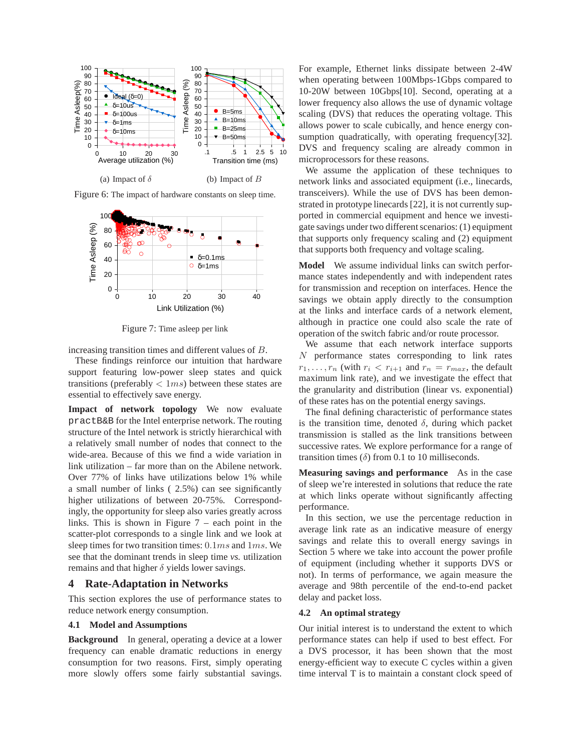(a) Impact of $\delta$ (b) Impact of $B$

Figure 6: The impact of hardware constants on sleep time.

Figure 7: Time asleep per link

increasing transition times and different values of $B$.

These findings reinforce our intuition that hardware support featuring low-power sleep states and quick transitions (preferably $< 1ms$) between these states are essential to effectively save energy.

**Impact of network topology** We now evaluate practB&B for the Intel enterprise network. The routing structure of the Intel network is strictly hierarchical with a relatively small number of nodes that connect to the wide-area. Because of this we find a wide variation in link utilization – far more than on the Abilene network. Over 77% of links have utilizations below 1% while a small number of links ( 2.5%) can see significantly higher utilizations of between 20-75%. Correspondingly, the opportunity for sleep also varies greatly across links. This is shown in Figure 7 – each point in the scatter-plot corresponds to a single link and we look at sleep times for two transition times: $0.1ms$ and $1ms$. We see that the dominant trends in sleep time *vs.* utilization remains and that higher $\delta$ yields lower savings.

## 4 Rate-Adaptation in Networks

This section explores the use of performance states to reduce network energy consumption.

### 4.1 Model and Assumptions

**Background** In general, operating a device at a lower frequency can enable dramatic reductions in energy consumption for two reasons. First, simply operating more slowly offers some fairly substantial savings. For example, Ethernet links dissipate between 2-4W when operating between 100Mbps-1Gbps compared to 10-20W between 10Gbps[10]. Second, operating at a lower frequency also allows the use of dynamic voltage scaling (DVS) that reduces the operating voltage. This allows power to scale cubically, and hence energy consumption quadratically, with operating frequency[32]. DVS and frequency scaling are already common in microprocessors for these reasons.

We assume the application of these techniques to network links and associated equipment (i.e., linecards, transceivers). While the use of DVS has been demonstrated in prototype linecards [22], it is not currently supported in commercial equipment and hence we investigate savings under two different scenarios: (1) equipment that supports only frequency scaling and (2) equipment that supports both frequency and voltage scaling.

**Model** We assume individual links can switch performance states independently and with independent rates for transmission and reception on interfaces. Hence the savings we obtain apply directly to the consumption at the links and interface cards of a network element, although in practice one could also scale the rate of operation of the switch fabric and/or route processor.

We assume that each network interface supports $N$ performance states corresponding to link rates $r_1, \ldots, r_n$ (with $r_i < r_{i+1}$ and $r_n = r_{max}$, the default maximum link rate), and we investigate the effect that the granularity and distribution (linear vs. exponential) of these rates has on the potential energy savings.

The final defining characteristic of performance states is the transition time, denoted $\delta$, during which packet transmission is stalled as the link transitions between successive rates. We explore performance for a range of transition times ($\delta$) from 0.1 to 10 milliseconds.

**Measuring savings and performance** As in the case of sleep we're interested in solutions that reduce the rate at which links operate without significantly affecting performance.

In this section, we use the percentage reduction in average link rate as an indicative measure of energy savings and relate this to overall energy savings in Section 5 where we take into account the power profile of equipment (including whether it supports DVS or not). In terms of performance, we again measure the average and 98th percentile of the end-to-end packet delay and packet loss.

### 4.2 An optimal strategy

Our initial interest is to understand the extent to which performance states can help if used to best effect. For a DVS processor, it has been shown that the most energy-efficient way to execute C cycles within a given time interval T is to maintain a constant clock speed of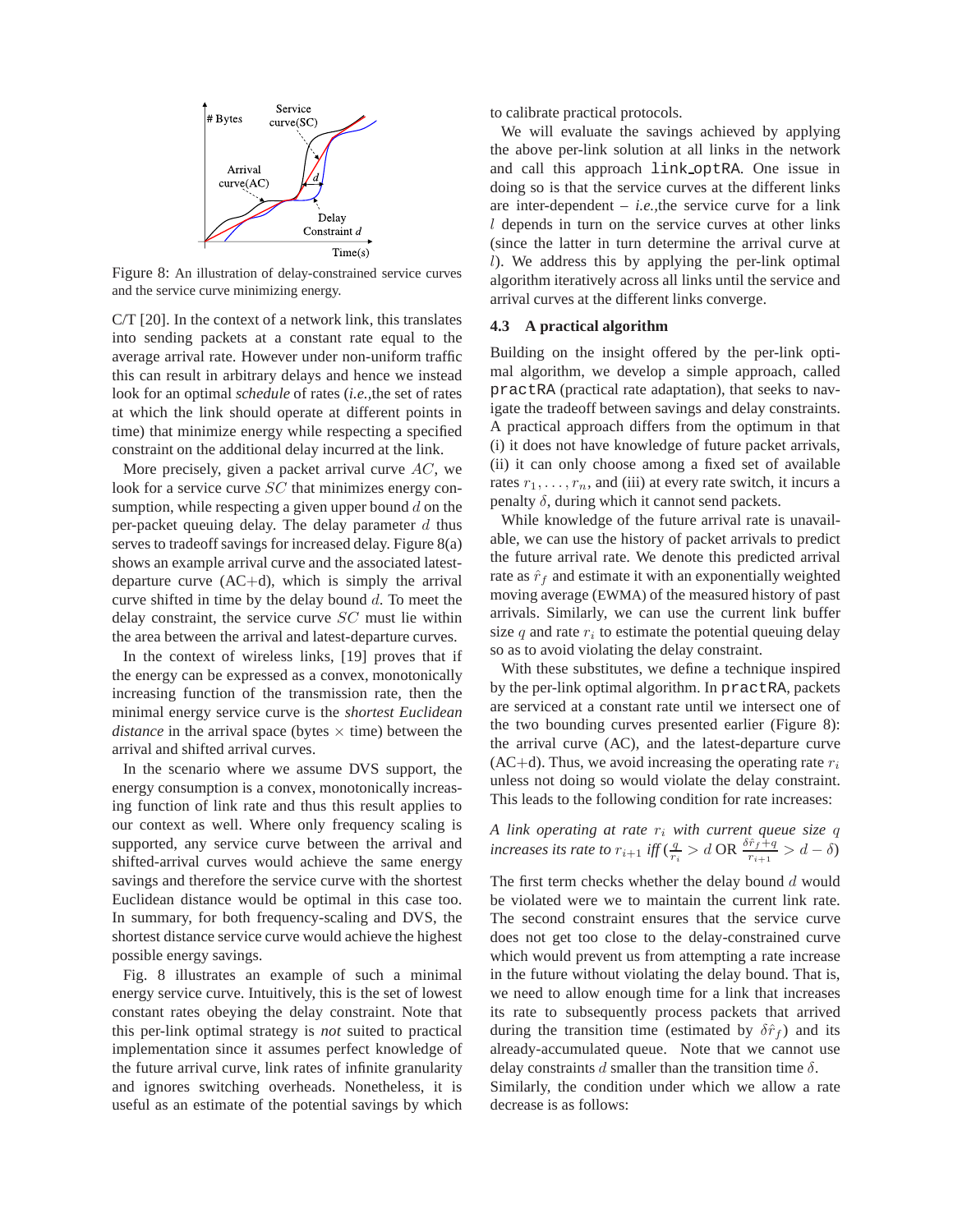Figure 8: An illustration of delay-constrained service curves and the service curve minimizing energy.

C/T [20]. In the context of a network link, this translates into sending packets at a constant rate equal to the average arrival rate. However under non-uniform traffic this can result in arbitrary delays and hence we instead look for an optimal *schedule* of rates (*i.e.*,the set of rates at which the link should operate at different points in time) that minimize energy while respecting a specified constraint on the additional delay incurred at the link.

More precisely, given a packet arrival curve $AC$, we look for a service curve $SC$ that minimizes energy consumption, while respecting a given upper bound $d$ on the per-packet queuing delay. The delay parameter $d$ thus serves to tradeoff savings for increased delay. Figure 8(a) shows an example arrival curve and the associated latest-departure curve (AC+d), which is simply the arrival curve shifted in time by the delay bound $d$. To meet the delay constraint, the service curve $SC$ must lie within the area between the arrival and latest-departure curves.

In the context of wireless links, [19] proves that if the energy can be expressed as a convex, monotonically increasing function of the transmission rate, then the minimal energy service curve is the *shortest Euclidean distance* in the arrival space (bytes $\times$ time) between the arrival and shifted arrival curves.

In the scenario where we assume DVS support, the energy consumption is a convex, monotonically increasing function of link rate and thus this result applies to our context as well. Where only frequency scaling is supported, any service curve between the arrival and shifted-arrival curves would achieve the same energy savings and therefore the service curve with the shortest Euclidean distance would be optimal in this case too. In summary, for both frequency-scaling and DVS, the shortest distance service curve would achieve the highest possible energy savings.

Fig. 8 illustrates an example of such a minimal energy service curve. Intuitively, this is the set of lowest constant rates obeying the delay constraint. Note that this per-link optimal strategy is *not* suited to practical implementation since it assumes perfect knowledge of the future arrival curve, link rates of infinite granularity and ignores switching overheads. Nonetheless, it is useful as an estimate of the potential savings by which to calibrate practical protocols.

We will evaluate the savings achieved by applying the above per-link solution at all links in the network and call this approach `link_optRA`. One issue in doing so is that the service curves at the different links are inter-dependent – *i.e.*,the service curve for a link $l$ depends in turn on the service curves at other links (since the latter in turn determine the arrival curve at $l$). We address this by applying the per-link optimal algorithm iteratively across all links until the service and arrival curves at the different links converge.

### 4.3 A practical algorithm

Building on the insight offered by the per-link optimal algorithm, we develop a simple approach, called `practRA` (practical rate adaptation), that seeks to navigate the tradeoff between savings and delay constraints. A practical approach differs from the optimum in that (i) it does not have knowledge of future packet arrivals, (ii) it can only choose among a fixed set of available rates $r_1, \ldots, r_n$, and (iii) at every rate switch, it incurs a penalty $\delta$, during which it cannot send packets.

While knowledge of the future arrival rate is unavailable, we can use the history of packet arrivals to predict the future arrival rate. We denote this predicted arrival rate as $\hat{r}_f$ and estimate it with an exponentially weighted moving average (EWMA) of the measured history of past arrivals. Similarly, we can use the current link buffer size $q$ and rate $r_i$ to estimate the potential queuing delay so as to avoid violating the delay constraint.

With these substitutes, we define a technique inspired by the per-link optimal algorithm. In `practRA`, packets are serviced at a constant rate until we intersect one of the two bounding curves presented earlier (Figure 8): the arrival curve (AC), and the latest-departure curve (AC+d). Thus, we avoid increasing the operating rate $r_i$ unless not doing so would violate the delay constraint. This leads to the following condition for rate increases:

*A link operating at rate $r_i$ with current queue size $q$ increases its rate to $r_{i+1}$ iff* ($\frac{q}{r_i} > d$ OR $\frac{\delta \hat{r}_f + q}{r_{i+1}} > d - \delta$)

The first term checks whether the delay bound $d$ would be violated were we to maintain the current link rate. The second constraint ensures that the service curve does not get too close to the delay-constrained curve which would prevent us from attempting a rate increase in the future without violating the delay bound. That is, we need to allow enough time for a link that increases its rate to subsequently process packets that arrived during the transition time (estimated by $\delta\hat{r}_f$) and its already-accumulated queue. Note that we cannot use delay constraints $d$ smaller than the transition time $\delta$.

Similarly, the condition under which we allow a rate decrease is as follows: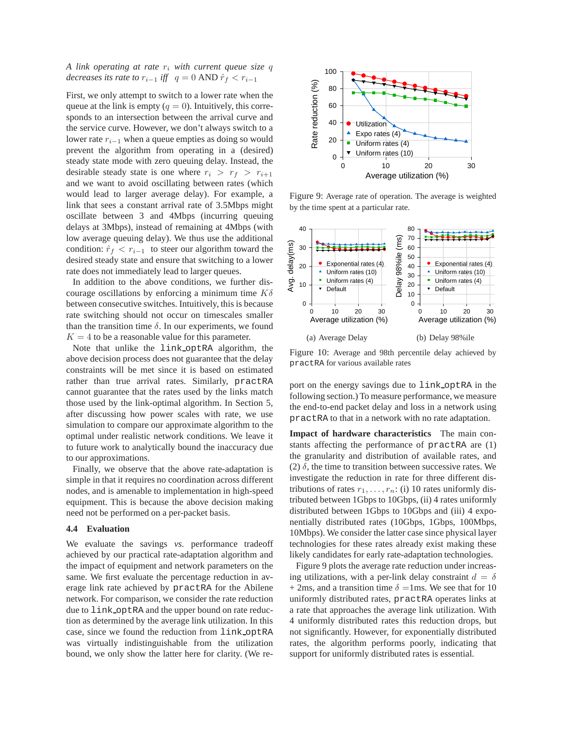*A link operating at rate $r_i$ with current queue size $q$ decreases its rate to $r_{i-1}$ iff $q = 0$ AND $\hat{r}_f < r_{i-1}$*

First, we only attempt to switch to a lower rate when the queue at the link is empty ($q = 0$). Intuitively, this corresponds to an intersection between the arrival curve and the service curve. However, we don't always switch to a lower rate $r_{i-1}$ when a queue empties as doing so would prevent the algorithm from operating in a (desired) steady state mode with zero queuing delay. Instead, the desirable steady state is one where $r_i > r_f > r_{i+1}$ and we want to avoid oscillating between rates (which would lead to larger average delay). For example, a link that sees a constant arrival rate of 3.5Mbps might oscillate between 3 and 4Mbps (incurring queuing delays at 3Mbps), instead of remaining at 4Mbps (with low average queuing delay). We thus use the additional condition: $\hat{r}_f < r_{i-1}$ to steer our algorithm toward the desired steady state and ensure that switching to a lower rate does not immediately lead to larger queues.

In addition to the above conditions, we further discourage oscillations by enforcing a minimum time $K\delta$ between consecutive switches. Intuitively, this is because rate switching should not occur on timescales smaller than the transition time $\delta$. In our experiments, we found $K = 4$ to be a reasonable value for this parameter.

Note that unlike the `link_optRA` algorithm, the above decision process does not guarantee that the delay constraints will be met since it is based on estimated rather than true arrival rates. Similarly, `practRA` cannot guarantee that the rates used by the links match those used by the link-optimal algorithm. In Section 5, after discussing how power scales with rate, we use simulation to compare our approximate algorithm to the optimal under realistic network conditions. We leave it to future work to analytically bound the inaccuracy due to our approximations.

Finally, we observe that the above rate-adaptation is simple in that it requires no coordination across different nodes, and is amenable to implementation in high-speed equipment. This is because the above decision making need not be performed on a per-packet basis.

### 4.4 Evaluation

We evaluate the savings *vs.* performance tradeoff achieved by our practical rate-adaptation algorithm and the impact of equipment and network parameters on the same. We first evaluate the percentage reduction in average link rate achieved by `practRA` for the Abilene network. For comparison, we consider the rate reduction due to `link_optRA` and the upper bound on rate reduction as determined by the average link utilization. In this case, since we found the reduction from `link_optRA` was virtually indistinguishable from the utilization bound, we only show the latter here for clarity. (We report on the energy savings due to `link_optRA` in the following section.) To measure performance, we measure the end-to-end packet delay and loss in a network using `practRA` to that in a network with no rate adaptation.

Figure 9: Average rate of operation. The average is weighted by the time spent at a particular rate.

(a) Average Delay (b) Delay 98%ile

Figure 10: Average and 98th percentile delay achieved by `practRA` for various available rates

**Impact of hardware characteristics** The main constants affecting the performance of `practRA` are (1) the granularity and distribution of available rates, and (2) $\delta$, the time to transition between successive rates. We investigate the reduction in rate for three different distributions of rates $r_1, \ldots, r_n$: (i) 10 rates uniformly distributed between 1Gbps to 10Gbps, (ii) 4 rates uniformly distributed between 1Gbps to 10Gbps and (iii) 4 exponentially distributed rates (10Gbps, 1Gbps, 100Mbps, 10Mbps). We consider the latter case since physical layer technologies for these rates already exist making these likely candidates for early rate-adaptation technologies.

Figure 9 plots the average rate reduction under increasing utilizations, with a per-link delay constraint $d = \delta$ + 2ms, and a transition time $\delta$ =1ms. We see that for 10 uniformly distributed rates, `practRA` operates links at a rate that approaches the average link utilization. With 4 uniformly distributed rates this reduction drops, but not significantly. However, for exponentially distributed rates, the algorithm performs poorly, indicating that support for uniformly distributed rates is essential.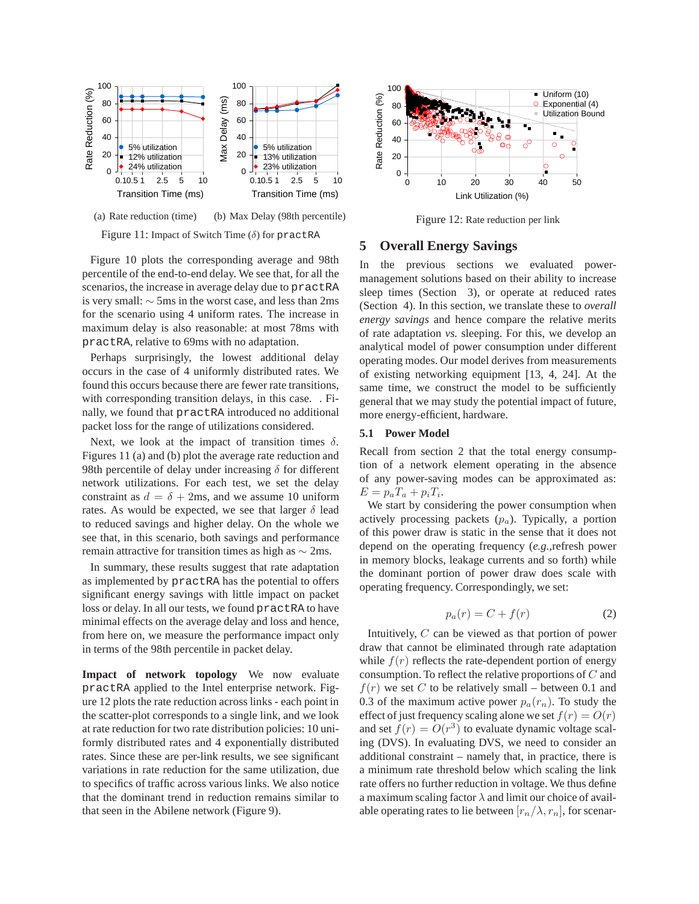(a) Rate reduction (time) (b) Max Delay (98th percentile)

Figure 11: Impact of Switch Time ($\delta$) for practRA

Figure 10 plots the corresponding average and 98th percentile of the end-to-end delay. We see that, for all the scenarios, the increase in average delay due to practRA is very small: $\sim$ 5ms in the worst case, and less than 2ms for the scenario using 4 uniform rates. The increase in maximum delay is also reasonable: at most 78ms with practRA, relative to 69ms with no adaptation.

Perhaps surprisingly, the lowest additional delay occurs in the case of 4 uniformly distributed rates. We found this occurs because there are fewer rate transitions, with corresponding transition delays, in this case. . Finally, we found that practRA introduced no additional packet loss for the range of utilizations considered.

Next, we look at the impact of transition times $\delta$. Figures 11 (a) and (b) plot the average rate reduction and 98th percentile of delay under increasing $\delta$ for different network utilizations. For each test, we set the delay constraint as $d = \delta + 2$ms, and we assume 10 uniform rates. As would be expected, we see that larger $\delta$ lead to reduced savings and higher delay. On the whole we see that, in this scenario, both savings and performance remain attractive for transition times as high as $\sim$ 2ms.

In summary, these results suggest that rate adaptation as implemented by practRA has the potential to offers significant energy savings with little impact on packet loss or delay. In all our tests, we found practRA to have minimal effects on the average delay and loss and hence, from here on, we measure the performance impact only in terms of the 98th percentile in packet delay.

**Impact of network topology** We now evaluate practRA applied to the Intel enterprise network. Figure 12 plots the rate reduction across links - each point in the scatter-plot corresponds to a single link, and we look at rate reduction for two rate distribution policies: 10 uniformly distributed rates and 4 exponentially distributed rates. Since these are per-link results, we see significant variations in rate reduction for the same utilization, due to specifics of traffic across various links. We also notice that the dominant trend in reduction remains similar to that seen in the Abilene network (Figure 9).

Figure 12: Rate reduction per link

## 5 Overall Energy Savings

In the previous sections we evaluated power-management solutions based on their ability to increase sleep times (Section 3), or operate at reduced rates (Section 4). In this section, we translate these to *overall energy savings* and hence compare the relative merits of rate adaptation *vs.* sleeping. For this, we develop an analytical model of power consumption under different operating modes. Our model derives from measurements of existing networking equipment [13, 4, 24]. At the same time, we construct the model to be sufficiently general that we may study the potential impact of future, more energy-efficient, hardware.

### 5.1 Power Model

Recall from section 2 that the total energy consumption of a network element operating in the absence of any power-saving modes can be approximated as: $E = p_a T_a + p_i T_i$.

We start by considering the power consumption when actively processing packets ($p_a$). Typically, a portion of this power draw is static in the sense that it does not depend on the operating frequency (*e.g.*,refresh power in memory blocks, leakage currents and so forth) while the dominant portion of power draw does scale with operating frequency. Correspondingly, we set:

$$p_a(r) = C + f(r) \tag{2}$$

Intuitively, $C$ can be viewed as that portion of power draw that cannot be eliminated through rate adaptation while $f(r)$ reflects the rate-dependent portion of energy consumption. To reflect the relative proportions of $C$ and $f(r)$ we set $C$ to be relatively small – between 0.1 and 0.3 of the maximum active power $p_a(r_n)$. To study the effect of just frequency scaling alone we set $f(r) = O(r)$ and set $f(r) = O(r^3)$ to evaluate dynamic voltage scaling (DVS). In evaluating DVS, we need to consider an additional constraint – namely that, in practice, there is a minimum rate threshold below which scaling the link rate offers no further reduction in voltage. We thus define a maximum scaling factor $\lambda$ and limit our choice of available operating rates to lie between $[r_n/\lambda, r_n]$, for scenar-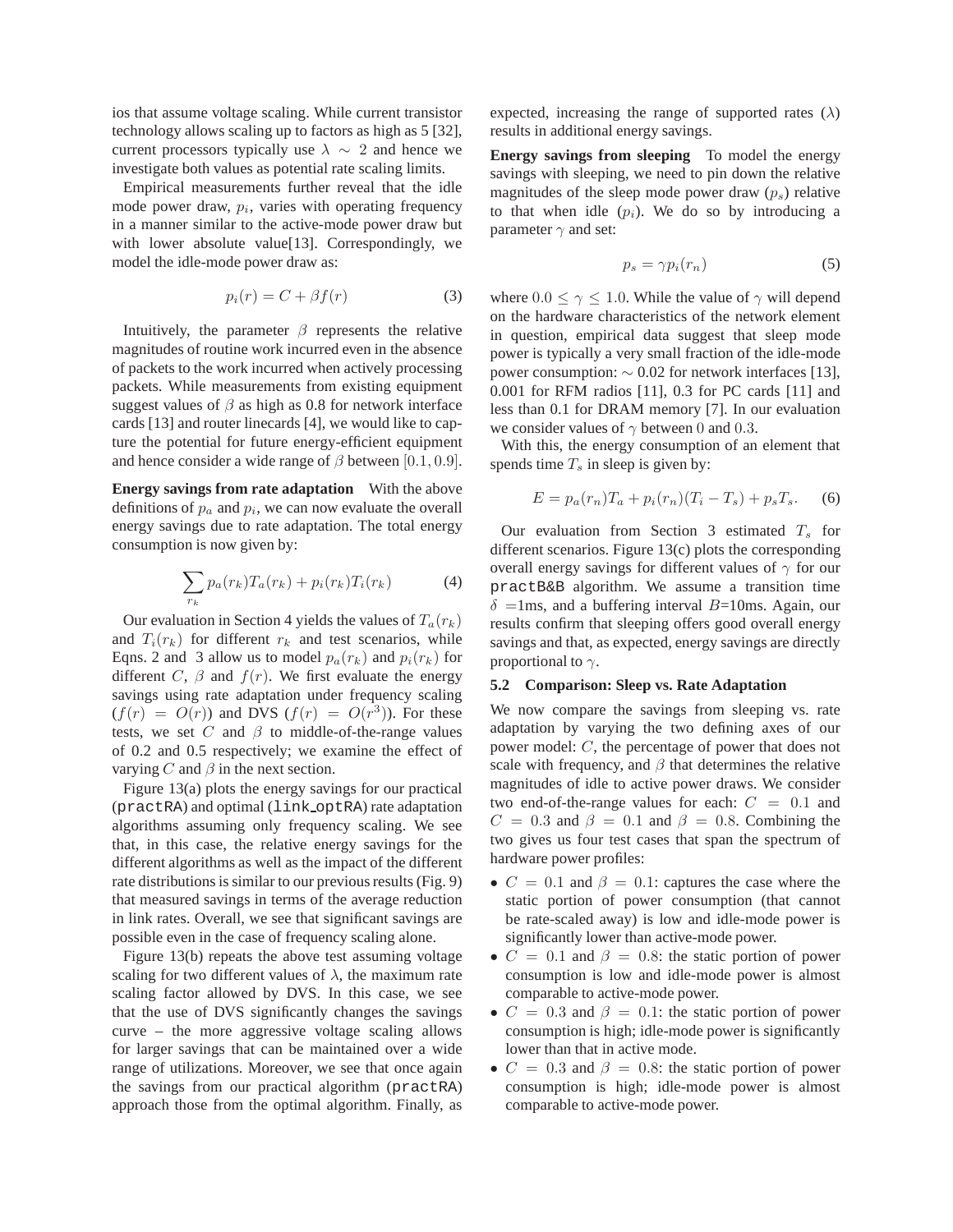ios that assume voltage scaling. While current transistor technology allows scaling up to factors as high as 5 [32], current processors typically use $\lambda \sim 2$ and hence we investigate both values as potential rate scaling limits.

Empirical measurements further reveal that the idle mode power draw, $p_i$, varies with operating frequency in a manner similar to the active-mode power draw but with lower absolute value[13]. Correspondingly, we model the idle-mode power draw as:

$$p_i(r) = C + \beta f(r) \tag{3}$$

Intuitively, the parameter $\beta$ represents the relative magnitudes of routine work incurred even in the absence of packets to the work incurred when actively processing packets. While measurements from existing equipment suggest values of $\beta$ as high as 0.8 for network interface cards [13] and router linecards [4], we would like to capture the potential for future energy-efficient equipment and hence consider a wide range of $\beta$ between $[0.1, 0.9]$.

**Energy savings from rate adaptation** With the above definitions of $p_a$ and $p_i$, we can now evaluate the overall energy savings due to rate adaptation. The total energy consumption is now given by:

$$\sum_{r_k} p_a(r_k)T_a(r_k) + p_i(r_k)T_i(r_k) \tag{4}$$

Our evaluation in Section 4 yields the values of $T_a(r_k)$ and $T_i(r_k)$ for different $r_k$ and test scenarios, while Eqns. 2 and 3 allow us to model $p_a(r_k)$ and $p_i(r_k)$ for different $C$, $\beta$ and $f(r)$. We first evaluate the energy savings using rate adaptation under frequency scaling ($f(r) = O(r)$) and DVS ($f(r) = O(r^3)$). For these tests, we set $C$ and $\beta$ to middle-of-the-range values of 0.2 and 0.5 respectively; we examine the effect of varying $C$ and $\beta$ in the next section.

Figure 13(a) plots the energy savings for our practical (`practRA`) and optimal (`link_optRA`) rate adaptation algorithms assuming only frequency scaling. We see that, in this case, the relative energy savings for the different algorithms as well as the impact of the different rate distributions is similar to our previous results (Fig. 9) that measured savings in terms of the average reduction in link rates. Overall, we see that significant savings are possible even in the case of frequency scaling alone.

Figure 13(b) repeats the above test assuming voltage scaling for two different values of $\lambda$, the maximum rate scaling factor allowed by DVS. In this case, we see that the use of DVS significantly changes the savings curve – the more aggressive voltage scaling allows for larger savings that can be maintained over a wide range of utilizations. Moreover, we see that once again the savings from our practical algorithm (`practRA`) approach those from the optimal algorithm. Finally, as expected, increasing the range of supported rates ($\lambda$) results in additional energy savings.

**Energy savings from sleeping** To model the energy savings with sleeping, we need to pin down the relative magnitudes of the sleep mode power draw ($p_s$) relative to that when idle ($p_i$). We do so by introducing a parameter $\gamma$ and set:

$$p_s = \gamma p_i(r_n) \tag{5}$$

where $0.0 \leq \gamma \leq 1.0$. While the value of $\gamma$ will depend on the hardware characteristics of the network element in question, empirical data suggest that sleep mode power is typically a very small fraction of the idle-mode power consumption: $\sim 0.02$ for network interfaces [13], 0.001 for RFM radios [11], 0.3 for PC cards [11] and less than 0.1 for DRAM memory [7]. In our evaluation we consider values of $\gamma$ between $0$ and $0.3$.

With this, the energy consumption of an element that spends time $T_s$ in sleep is given by:

$$E = p_a(r_n)T_a + p_i(r_n)(T_i - T_s) + p_s T_s. \tag{6}$$

Our evaluation from Section 3 estimated $T_s$ for different scenarios. Figure 13(c) plots the corresponding overall energy savings for different values of $\gamma$ for our `practB&B` algorithm. We assume a transition time $\delta$ =1ms, and a buffering interval $B$=10ms. Again, our results confirm that sleeping offers good overall energy savings and that, as expected, energy savings are directly proportional to $\gamma$.

### 5.2 Comparison: Sleep vs. Rate Adaptation

We now compare the savings from sleeping vs. rate adaptation by varying the two defining axes of our power model: $C$, the percentage of power that does not scale with frequency, and $\beta$ that determines the relative magnitudes of idle to active power draws. We consider two end-of-the-range values for each: $C = 0.1$ and $C = 0.3$ and $\beta = 0.1$ and $\beta = 0.8$. Combining the two gives us four test cases that span the spectrum of hardware power profiles:

- $C = 0.1$ and $\beta = 0.1$: captures the case where the static portion of power consumption (that cannot be rate-scaled away) is low and idle-mode power is significantly lower than active-mode power.
- $C = 0.1$ and $\beta = 0.8$: the static portion of power consumption is low and idle-mode power is almost comparable to active-mode power.
- $C = 0.3$ and $\beta = 0.1$: the static portion of power consumption is high; idle-mode power is significantly lower than that in active mode.
- $C = 0.3$ and $\beta = 0.8$: the static portion of power consumption is high; idle-mode power is almost comparable to active-mode power.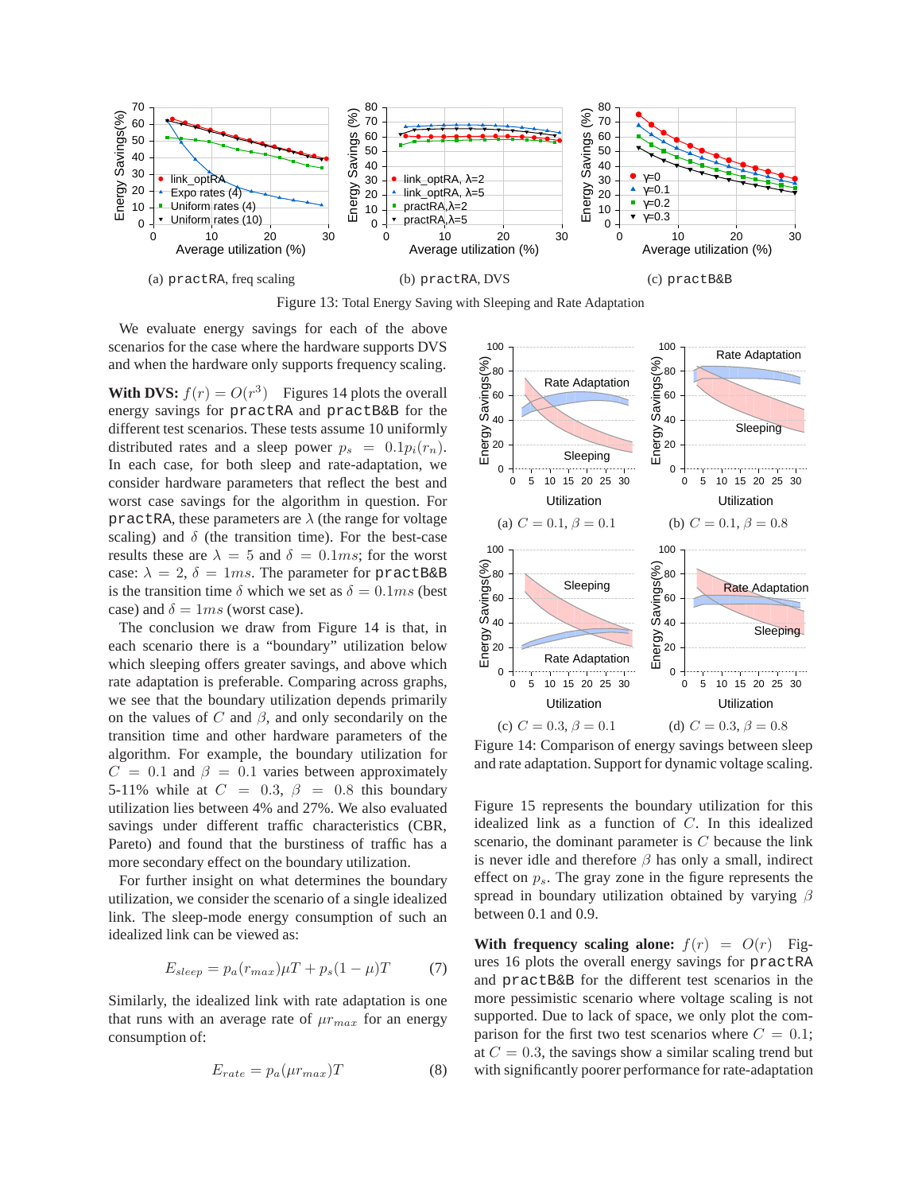(a) practRA, freq scaling

(b) practRA, DVS

(c) practB&B

Figure 13: Total Energy Saving with Sleeping and Rate Adaptation

We evaluate energy savings for each of the above scenarios for the case where the hardware supports DVS and when the hardware only supports frequency scaling.

**With DVS:** $f(r) = O(r^3)$ Figures 14 plots the overall energy savings for practRA and practB&B for the different test scenarios. These tests assume 10 uniformly distributed rates and a sleep power $p_s = 0.1p_i(r_n)$. In each case, for both sleep and rate-adaptation, we consider hardware parameters that reflect the best and worst case savings for the algorithm in question. For practRA, these parameters are $\lambda$ (the range for voltage scaling) and $\delta$ (the transition time). For the best-case results these are $\lambda = 5$ and $\delta = 0.1ms$; for the worst case: $\lambda = 2$, $\delta = 1ms$. The parameter for practB&B is the transition time $\delta$ which we set as $\delta = 0.1ms$ (best case) and $\delta = 1ms$ (worst case).

The conclusion we draw from Figure 14 is that, in each scenario there is a "boundary" utilization below which sleeping offers greater savings, and above which rate adaptation is preferable. Comparing across graphs, we see that the boundary utilization depends primarily on the values of $C$ and $\beta$, and only secondarily on the transition time and other hardware parameters of the algorithm. For example, the boundary utilization for $C = 0.1$ and $\beta = 0.1$ varies between approximately 5-11% while at $C = 0.3$, $\beta = 0.8$ this boundary utilization lies between 4% and 27%. We also evaluated savings under different traffic characteristics (CBR, Pareto) and found that the burstiness of traffic has a more secondary effect on the boundary utilization.

For further insight on what determines the boundary utilization, we consider the scenario of a single idealized link. The sleep-mode energy consumption of such an idealized link can be viewed as:

$$E_{sleep} = p_a(r_{max})\mu T + p_s(1-\mu)T \tag{7}$$

Similarly, the idealized link with rate adaptation is one that runs with an average rate of $\mu r_{max}$ for an energy consumption of:

$$E_{rate} = p_a(\mu r_{max})T \tag{8}$$

(a) $C = 0.1, \beta = 0.1$

(b) $C = 0.1, \beta = 0.8$

(c) $C = 0.3, \beta = 0.1$

(d) $C = 0.3, \beta = 0.8$

Figure 14: Comparison of energy savings between sleep and rate adaptation. Support for dynamic voltage scaling.

Figure 15 represents the boundary utilization for this idealized link as a function of $C$. In this idealized scenario, the dominant parameter is $C$ because the link is never idle and therefore $\beta$ has only a small, indirect effect on $p_s$. The gray zone in the figure represents the spread in boundary utilization obtained by varying $\beta$ between 0.1 and 0.9.

**With frequency scaling alone:** $f(r) = O(r)$ Figures 16 plots the overall energy savings for practRA and practB&B for the different test scenarios in the more pessimistic scenario where voltage scaling is not supported. Due to lack of space, we only plot the comparison for the first two test scenarios where $C = 0.1$; at $C = 0.3$, the savings show a similar scaling trend but with significantly poorer performance for rate-adaptation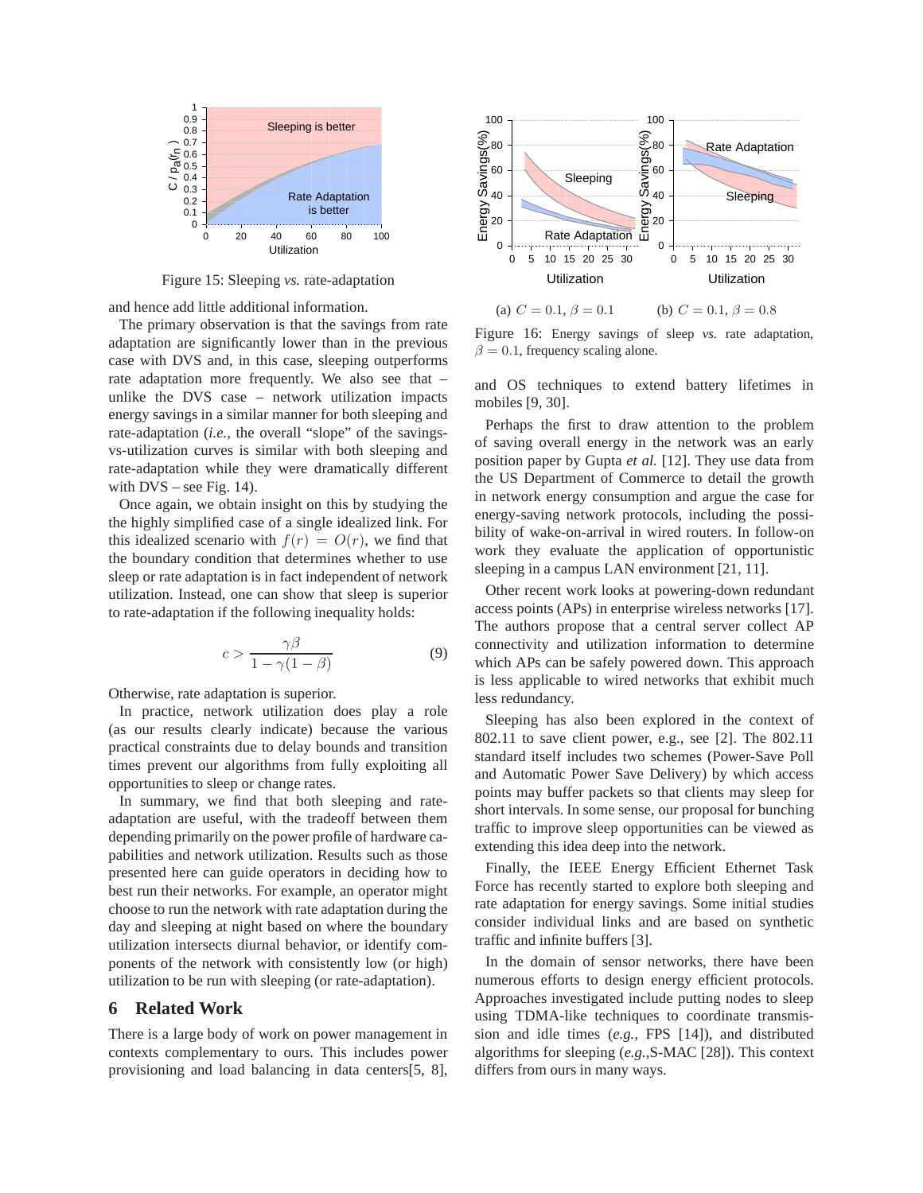Figure 15: Sleeping *vs.* rate-adaptation

and hence add little additional information.

The primary observation is that the savings from rate adaptation are significantly lower than in the previous case with DVS and, in this case, sleeping outperforms rate adaptation more frequently. We also see that – unlike the DVS case – network utilization impacts energy savings in a similar manner for both sleeping and rate-adaptation (*i.e.,* the overall "slope" of the savings-vs-utilization curves is similar with both sleeping and rate-adaptation while they were dramatically different with DVS – see Fig. 14).

Once again, we obtain insight on this by studying the the highly simplified case of a single idealized link. For this idealized scenario with $f(r) = O(r)$, we find that the boundary condition that determines whether to use sleep or rate adaptation is in fact independent of network utilization. Instead, one can show that sleep is superior to rate-adaptation if the following inequality holds:

$$c > \frac{\gamma\beta}{1 - \gamma(1 - \beta)} \tag{9}$$

Otherwise, rate adaptation is superior.

In practice, network utilization does play a role (as our results clearly indicate) because the various practical constraints due to delay bounds and transition times prevent our algorithms from fully exploiting all opportunities to sleep or change rates.

In summary, we find that both sleeping and rate-adaptation are useful, with the tradeoff between them depending primarily on the power profile of hardware capabilities and network utilization. Results such as those presented here can guide operators in deciding how to best run their networks. For example, an operator might choose to run the network with rate adaptation during the day and sleeping at night based on where the boundary utilization intersects diurnal behavior, or identify components of the network with consistently low (or high) utilization to be run with sleeping (or rate-adaptation).

## 6 Related Work

There is a large body of work on power management in contexts complementary to ours. This includes power provisioning and load balancing in data centers[5, 8], and OS techniques to extend battery lifetimes in mobiles [9, 30].

(a) $C = 0.1, \beta = 0.1$ (b) $C = 0.1, \beta = 0.8$

Figure 16: Energy savings of sleep *vs.* rate adaptation, $\beta = 0.1$, frequency scaling alone.

Perhaps the first to draw attention to the problem of saving overall energy in the network was an early position paper by Gupta *et al.* [12]. They use data from the US Department of Commerce to detail the growth in network energy consumption and argue the case for energy-saving network protocols, including the possibility of wake-on-arrival in wired routers. In follow-on work they evaluate the application of opportunistic sleeping in a campus LAN environment [21, 11].

Other recent work looks at powering-down redundant access points (APs) in enterprise wireless networks [17]. The authors propose that a central server collect AP connectivity and utilization information to determine which APs can be safely powered down. This approach is less applicable to wired networks that exhibit much less redundancy.

Sleeping has also been explored in the context of 802.11 to save client power, e.g., see [2]. The 802.11 standard itself includes two schemes (Power-Save Poll and Automatic Power Save Delivery) by which access points may buffer packets so that clients may sleep for short intervals. In some sense, our proposal for bunching traffic to improve sleep opportunities can be viewed as extending this idea deep into the network.

Finally, the IEEE Energy Efficient Ethernet Task Force has recently started to explore both sleeping and rate adaptation for energy savings. Some initial studies consider individual links and are based on synthetic traffic and infinite buffers [3].

In the domain of sensor networks, there have been numerous efforts to design energy efficient protocols. Approaches investigated include putting nodes to sleep using TDMA-like techniques to coordinate transmission and idle times (*e.g.,* FPS [14]), and distributed algorithms for sleeping (*e.g.,*S-MAC [28]). This context differs from ours in many ways.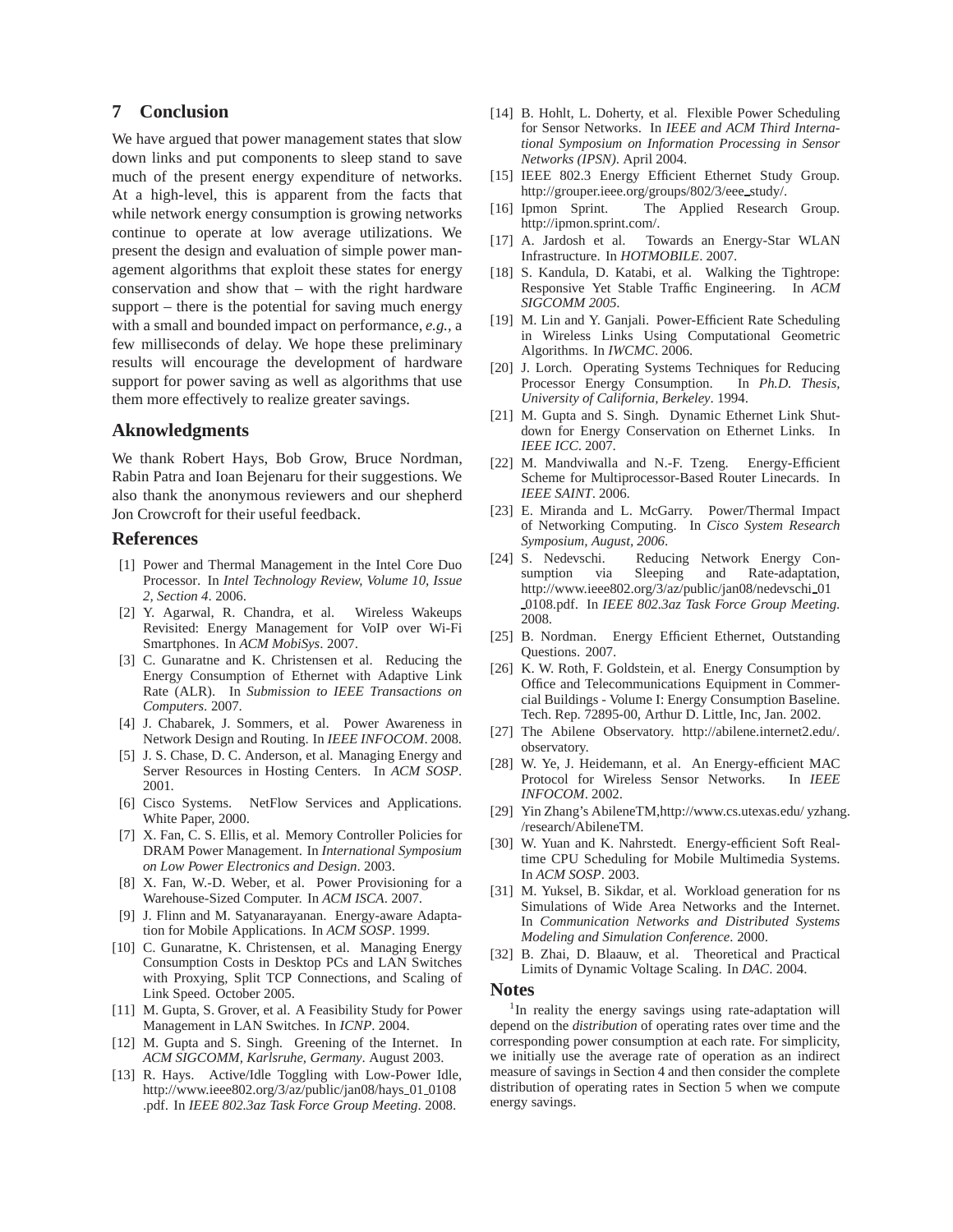## 7 Conclusion

We have argued that power management states that slow down links and put components to sleep stand to save much of the present energy expenditure of networks. At a high-level, this is apparent from the facts that while network energy consumption is growing networks continue to operate at low average utilizations. We present the design and evaluation of simple power management algorithms that exploit these states for energy conservation and show that – with the right hardware support – there is the potential for saving much energy with a small and bounded impact on performance, *e.g.,* a few milliseconds of delay. We hope these preliminary results will encourage the development of hardware support for power saving as well as algorithms that use them more effectively to realize greater savings.

## Aknowledgments

We thank Robert Hays, Bob Grow, Bruce Nordman, Rabin Patra and Ioan Bejenaru for their suggestions. We also thank the anonymous reviewers and our shepherd Jon Crowcroft for their useful feedback.

## References

[1] Power and Thermal Management in the Intel Core Duo Processor. In *Intel Technology Review, Volume 10, Issue 2, Section 4*. 2006.

[2] Y. Agarwal, R. Chandra, et al. Wireless Wakeups Revisited: Energy Management for VoIP over Wi-Fi Smartphones. In *ACM MobiSys*. 2007.

[3] C. Gunaratne and K. Christensen et al. Reducing the Energy Consumption of Ethernet with Adaptive Link Rate (ALR). In *Submission to IEEE Transactions on Computers*. 2007.

[4] J. Chabarek, J. Sommers, et al. Power Awareness in Network Design and Routing. In *IEEE INFOCOM*. 2008.

[5] J. S. Chase, D. C. Anderson, et al. Managing Energy and Server Resources in Hosting Centers. In *ACM SOSP*. 2001.

[6] Cisco Systems. NetFlow Services and Applications. White Paper, 2000.

[7] X. Fan, C. S. Ellis, et al. Memory Controller Policies for DRAM Power Management. In *International Symposium on Low Power Electronics and Design*. 2003.

[8] X. Fan, W.-D. Weber, et al. Power Provisioning for a Warehouse-Sized Computer. In *ACM ISCA*. 2007.

[9] J. Flinn and M. Satyanarayanan. Energy-aware Adaptation for Mobile Applications. In *ACM SOSP*. 1999.

[10] C. Gunaratne, K. Christensen, et al. Managing Energy Consumption Costs in Desktop PCs and LAN Switches with Proxying, Split TCP Connections, and Scaling of Link Speed. October 2005.

[11] M. Gupta, S. Grover, et al. A Feasibility Study for Power Management in LAN Switches. In *ICNP*. 2004.

[12] M. Gupta and S. Singh. Greening of the Internet. In *ACM SIGCOMM, Karlsruhe, Germany*. August 2003.

[13] R. Hays. Active/Idle Toggling with Low-Power Idle, http://www.ieee802.org/3/az/public/jan08/hays_01_0108.pdf. In *IEEE 802.3az Task Force Group Meeting*. 2008.

[14] B. Hohlt, L. Doherty, et al. Flexible Power Scheduling for Sensor Networks. In *IEEE and ACM Third International Symposium on Information Processing in Sensor Networks (IPSN)*. April 2004.

[15] IEEE 802.3 Energy Efficient Ethernet Study Group. http://grouper.ieee.org/groups/802/3/eee_study/.

[16] Ipmon Sprint. The Applied Research Group. http://ipmon.sprint.com/.

[17] A. Jardosh et al. Towards an Energy-Star WLAN Infrastructure. In *HOTMOBILE*. 2007.

[18] S. Kandula, D. Katabi, et al. Walking the Tightrope: Responsive Yet Stable Traffic Engineering. In *ACM SIGCOMM 2005*.

[19] M. Lin and Y. Ganjali. Power-Efficient Rate Scheduling in Wireless Links Using Computational Geometric Algorithms. In *IWCMC*. 2006.

[20] J. Lorch. Operating Systems Techniques for Reducing Processor Energy Consumption. In *Ph.D. Thesis, University of California, Berkeley*. 1994.

[21] M. Gupta and S. Singh. Dynamic Ethernet Link Shutdown for Energy Conservation on Ethernet Links. In *IEEE ICC*. 2007.

[22] M. Mandviwalla and N.-F. Tzeng. Energy-Efficient Scheme for Multiprocessor-Based Router Linecards. In *IEEE SAINT*. 2006.

[23] E. Miranda and L. McGarry. Power/Thermal Impact of Networking Computing. In *Cisco System Research Symposium, August, 2006*.

[24] S. Nedevschi. Reducing Network Energy Consumption via Sleeping and Rate-adaptation, http://www.ieee802.org/3/az/public/jan08/nedevschi_01_0108.pdf. In *IEEE 802.3az Task Force Group Meeting*. 2008.

[25] B. Nordman. Energy Efficient Ethernet, Outstanding Questions. 2007.

[26] K. W. Roth, F. Goldstein, et al. Energy Consumption by Office and Telecommunications Equipment in Commercial Buildings - Volume I: Energy Consumption Baseline. Tech. Rep. 72895-00, Arthur D. Little, Inc, Jan. 2002.

[27] The Abilene Observatory. http://abilene.internet2.edu/.observatory.

[28] W. Ye, J. Heidemann, et al. An Energy-efficient MAC Protocol for Wireless Sensor Networks. In *IEEE INFOCOM*. 2002.

[29] Yin Zhang's AbileneTM,http://www.cs.utexas.edu/ yzhang./research/AbileneTM.

[30] W. Yuan and K. Nahrstedt. Energy-efficient Soft Real-time CPU Scheduling for Mobile Multimedia Systems. In *ACM SOSP*. 2003.

[31] M. Yuksel, B. Sikdar, et al. Workload generation for ns Simulations of Wide Area Networks and the Internet. In *Communication Networks and Distributed Systems Modeling and Simulation Conference*. 2000.

[32] B. Zhai, D. Blaauw, et al. Theoretical and Practical Limits of Dynamic Voltage Scaling. In *DAC*. 2004.

## Notes

[1] In reality the energy savings using rate-adaptation will depend on the *distribution* of operating rates over time and the corresponding power consumption at each rate. For simplicity, we initially use the average rate of operation as an indirect measure of savings in Section 4 and then consider the complete distribution of operating rates in Section 5 when we compute energy savings.